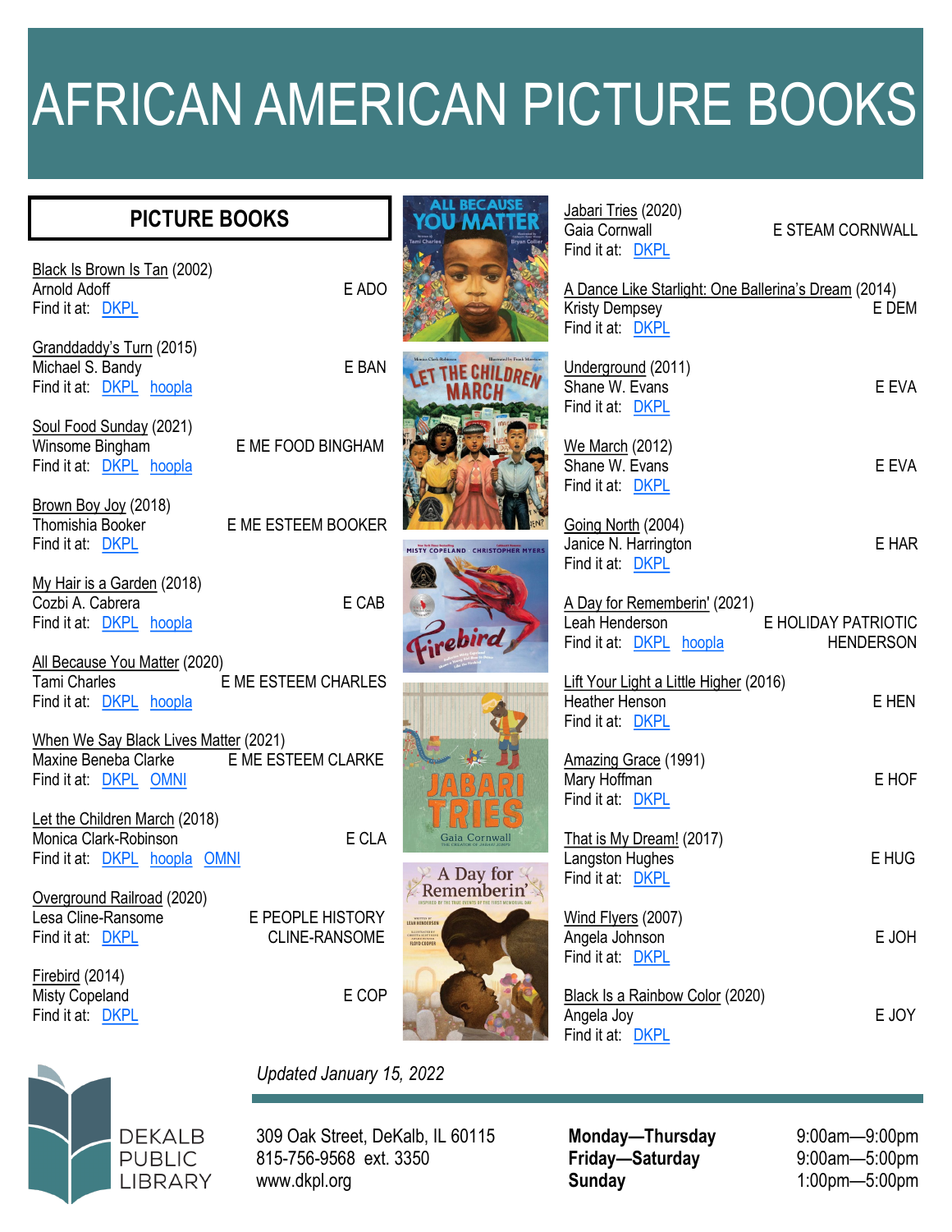# AFRICAN AMERICAN PICTURE BOOKS

## PICTURE BOOKS

Black Is Brown Is Tan (2002)
Arnold Adoff — E ADO
Find it at: DKPL

Granddaddy's Turn (2015)
Michael S. Bandy — E BAN
Find it at: DKPL hoopla

Soul Food Sunday (2021)
Winsome Bingham — E ME FOOD BINGHAM
Find it at: DKPL hoopla

Brown Boy Joy (2018)
Thomishia Booker — E ME ESTEEM BOOKER
Find it at: DKPL

My Hair is a Garden (2018)
Cozbi A. Cabrera — E CAB
Find it at: DKPL hoopla

All Because You Matter (2020)
Tami Charles — E ME ESTEEM CHARLES
Find it at: DKPL hoopla

When We Say Black Lives Matter (2021)
Maxine Beneba Clarke — E ME ESTEEM CLARKE
Find it at: DKPL OMNI

Let the Children March (2018)
Monica Clark-Robinson — E CLA
Find it at: DKPL hoopla OMNI

Overground Railroad (2020)
Lesa Cline-Ransome — E PEOPLE HISTORY CLINE-RANSOME
Find it at: DKPL

Firebird (2014)
Misty Copeland — E COP
Find it at: DKPL

Jabari Tries (2020)
Gaia Cornwall — E STEAM CORNWALL
Find it at: DKPL

A Dance Like Starlight: One Ballerina's Dream (2014)
Kristy Dempsey — E DEM
Find it at: DKPL

Underground (2011)
Shane W. Evans — E EVA
Find it at: DKPL

We March (2012)
Shane W. Evans — E EVA
Find it at: DKPL

Going North (2004)
Janice N. Harrington — E HAR
Find it at: DKPL

A Day for Rememberin' (2021)
Leah Henderson — E HOLIDAY PATRIOTIC HENDERSON
Find it at: DKPL hoopla

Lift Your Light a Little Higher (2016)
Heather Henson — E HEN
Find it at: DKPL

Amazing Grace (1991)
Mary Hoffman — E HOF
Find it at: DKPL

That is My Dream! (2017)
Langston Hughes — E HUG
Find it at: DKPL

Wind Flyers (2007)
Angela Johnson — E JOH
Find it at: DKPL

Black Is a Rainbow Color (2020)
Angela Joy — E JOY
Find it at: DKPL

*Updated January 15, 2022*

DEKALB PUBLIC LIBRARY

309 Oak Street, DeKalb, IL 60115
815-756-9568 ext. 3350
www.dkpl.org

**Monday—Thursday** 9:00am—9:00pm
**Friday—Saturday** 9:00am—5:00pm
**Sunday** 1:00pm—5:00pm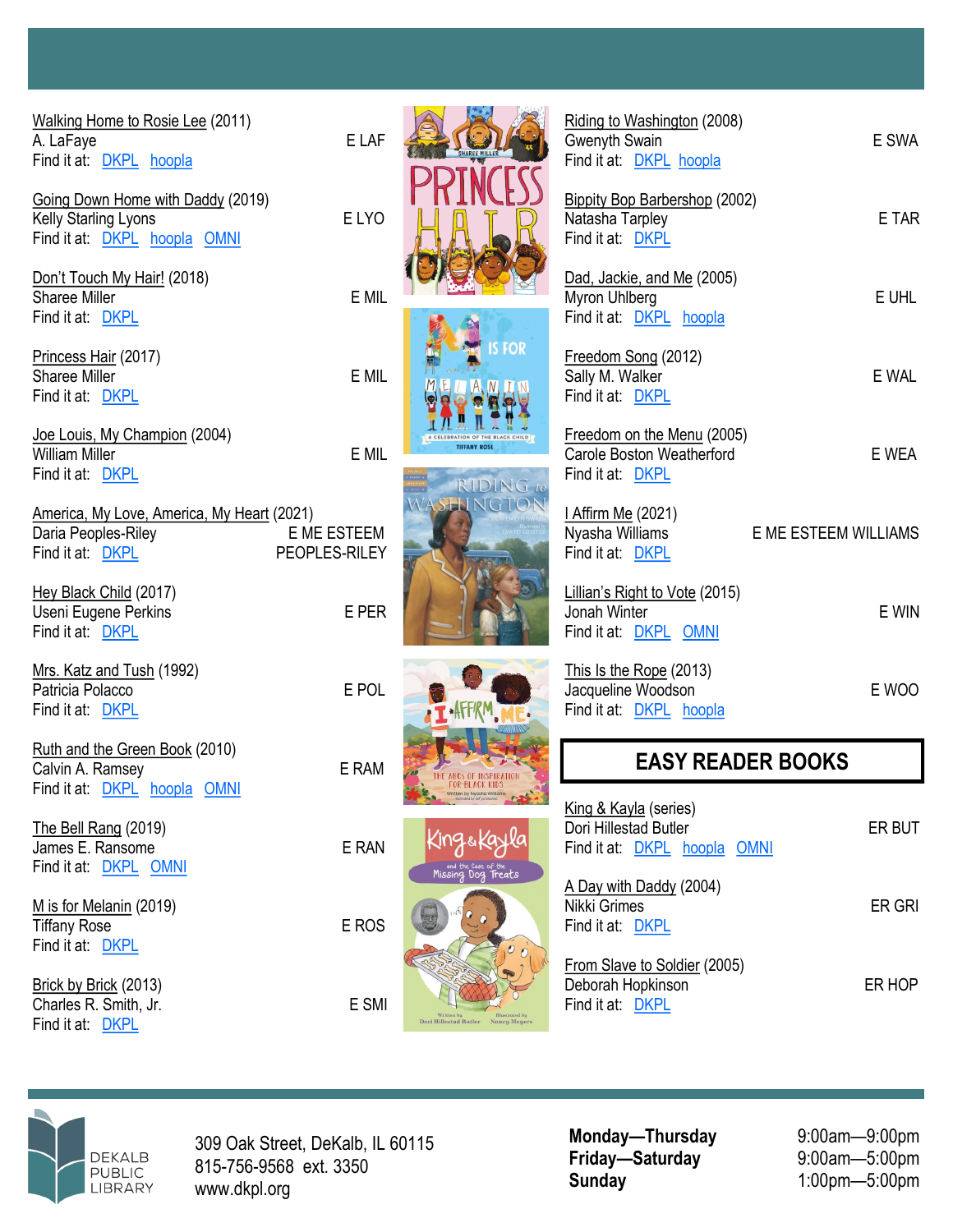Walking Home to Rosie Lee (2011)
A. LaFaye — E LAF
Find it at: DKPL hoopla

Going Down Home with Daddy (2019)
Kelly Starling Lyons — E LYO
Find it at: DKPL hoopla OMNI

Don't Touch My Hair! (2018)
Sharee Miller — E MIL
Find it at: DKPL

Princess Hair (2017)
Sharee Miller — E MIL
Find it at: DKPL

Joe Louis, My Champion (2004)
William Miller — E MIL
Find it at: DKPL

America, My Love, America, My Heart (2021)
Daria Peoples-Riley — E ME ESTEEM PEOPLES-RILEY
Find it at: DKPL

Hey Black Child (2017)
Useni Eugene Perkins — E PER
Find it at: DKPL

Mrs. Katz and Tush (1992)
Patricia Polacco — E POL
Find it at: DKPL

Ruth and the Green Book (2010)
Calvin A. Ramsey — E RAM
Find it at: DKPL hoopla OMNI

The Bell Rang (2019)
James E. Ransome — E RAN
Find it at: DKPL OMNI

M is for Melanin (2019)
Tiffany Rose — E ROS
Find it at: DKPL

Brick by Brick (2013)
Charles R. Smith, Jr. — E SMI
Find it at: DKPL

Riding to Washington (2008)
Gwenyth Swain — E SWA
Find it at: DKPL hoopla

Bippity Bop Barbershop (2002)
Natasha Tarpley — E TAR
Find it at: DKPL

Dad, Jackie, and Me (2005)
Myron Uhlberg — E UHL
Find it at: DKPL hoopla

Freedom Song (2012)
Sally M. Walker — E WAL
Find it at: DKPL

Freedom on the Menu (2005)
Carole Boston Weatherford — E WEA
Find it at: DKPL

I Affirm Me (2021)
Nyasha Williams — E ME ESTEEM WILLIAMS
Find it at: DKPL

Lillian's Right to Vote (2015)
Jonah Winter — E WIN
Find it at: DKPL OMNI

This Is the Rope (2013)
Jacqueline Woodson — E WOO
Find it at: DKPL hoopla

## EASY READER BOOKS

King & Kayla (series)
Dori Hillestad Butler — ER BUT
Find it at: DKPL hoopla OMNI

A Day with Daddy (2004)
Nikki Grimes — ER GRI
Find it at: DKPL

From Slave to Soldier (2005)
Deborah Hopkinson — ER HOP
Find it at: DKPL

DEKALB PUBLIC LIBRARY

309 Oak Street, DeKalb, IL 60115
815-756-9568 ext. 3350
www.dkpl.org

**Monday—Thursday** 9:00am—9:00pm
**Friday—Saturday** 9:00am—5:00pm
**Sunday** 1:00pm—5:00pm